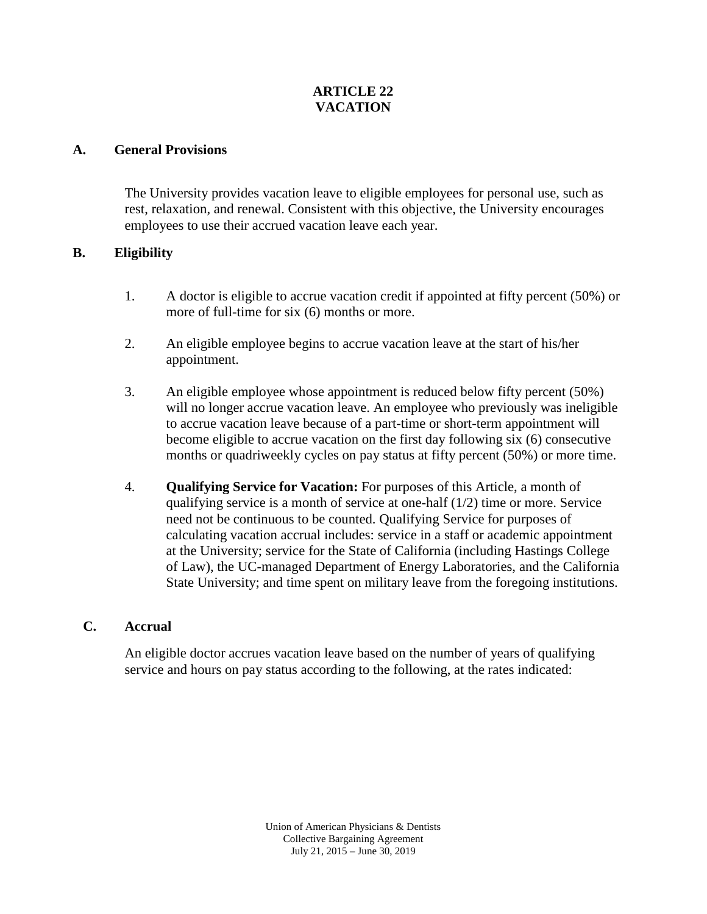# ARTICLE 22
# VACATION

## A. General Provisions

The University provides vacation leave to eligible employees for personal use, such as rest, relaxation, and renewal. Consistent with this objective, the University encourages employees to use their accrued vacation leave each year.

## B. Eligibility

1. A doctor is eligible to accrue vacation credit if appointed at fifty percent (50%) or more of full-time for six (6) months or more.

2. An eligible employee begins to accrue vacation leave at the start of his/her appointment.

3. An eligible employee whose appointment is reduced below fifty percent (50%) will no longer accrue vacation leave. An employee who previously was ineligible to accrue vacation leave because of a part-time or short-term appointment will become eligible to accrue vacation on the first day following six (6) consecutive months or quadriweekly cycles on pay status at fifty percent (50%) or more time.

4. **Qualifying Service for Vacation:** For purposes of this Article, a month of qualifying service is a month of service at one-half (1/2) time or more. Service need not be continuous to be counted. Qualifying Service for purposes of calculating vacation accrual includes: service in a staff or academic appointment at the University; service for the State of California (including Hastings College of Law), the UC-managed Department of Energy Laboratories, and the California State University; and time spent on military leave from the foregoing institutions.

## C. Accrual

An eligible doctor accrues vacation leave based on the number of years of qualifying service and hours on pay status according to the following, at the rates indicated: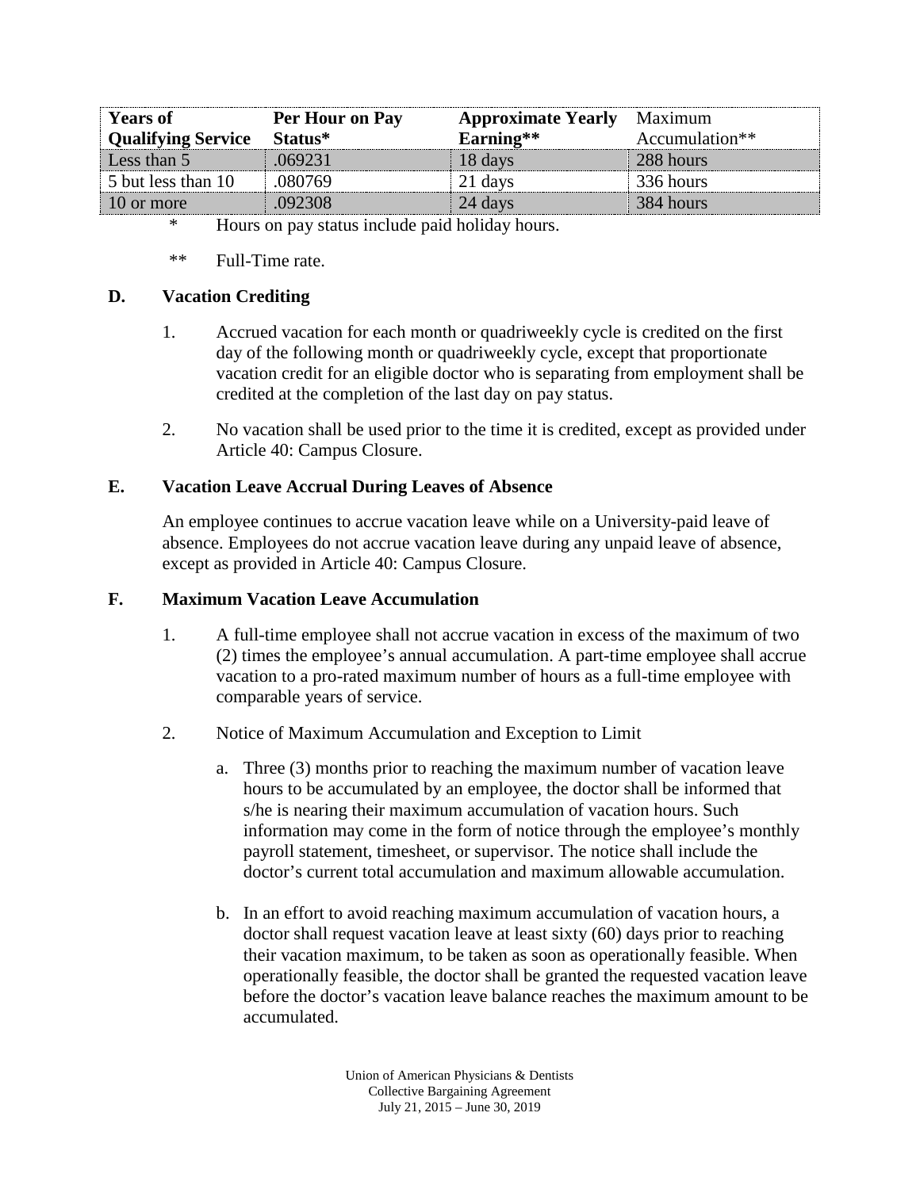| **Years of Qualifying Service** | **Per Hour on Pay Status*** | **Approximate Yearly Earning**** | Maximum Accumulation** |
|---|---|---|---|
| Less than 5 | .069231 | 18 days | 288 hours |
| 5 but less than 10 | .080769 | 21 days | 336 hours |
| 10 or more | .092308 | 24 days | 384 hours |

\* Hours on pay status include paid holiday hours.

\*\* Full-Time rate.

**D. Vacation Crediting**

1. Accrued vacation for each month or quadriweekly cycle is credited on the first day of the following month or quadriweekly cycle, except that proportionate vacation credit for an eligible doctor who is separating from employment shall be credited at the completion of the last day on pay status.

2. No vacation shall be used prior to the time it is credited, except as provided under Article 40: Campus Closure.

**E. Vacation Leave Accrual During Leaves of Absence**

An employee continues to accrue vacation leave while on a University-paid leave of absence. Employees do not accrue vacation leave during any unpaid leave of absence, except as provided in Article 40: Campus Closure.

**F. Maximum Vacation Leave Accumulation**

1. A full-time employee shall not accrue vacation in excess of the maximum of two (2) times the employee's annual accumulation. A part-time employee shall accrue vacation to a pro-rated maximum number of hours as a full-time employee with comparable years of service.

2. Notice of Maximum Accumulation and Exception to Limit

   a. Three (3) months prior to reaching the maximum number of vacation leave hours to be accumulated by an employee, the doctor shall be informed that s/he is nearing their maximum accumulation of vacation hours. Such information may come in the form of notice through the employee's monthly payroll statement, timesheet, or supervisor. The notice shall include the doctor's current total accumulation and maximum allowable accumulation.

   b. In an effort to avoid reaching maximum accumulation of vacation hours, a doctor shall request vacation leave at least sixty (60) days prior to reaching their vacation maximum, to be taken as soon as operationally feasible. When operationally feasible, the doctor shall be granted the requested vacation leave before the doctor's vacation leave balance reaches the maximum amount to be accumulated.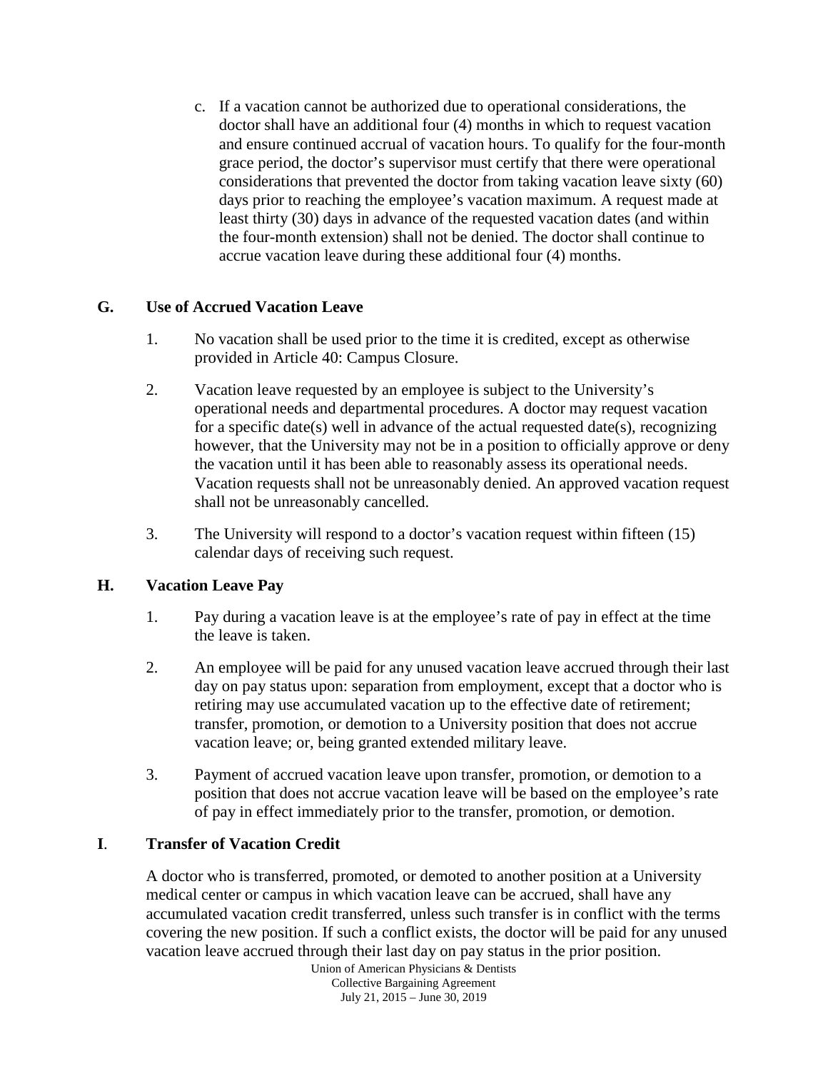c. If a vacation cannot be authorized due to operational considerations, the doctor shall have an additional four (4) months in which to request vacation and ensure continued accrual of vacation hours. To qualify for the four-month grace period, the doctor's supervisor must certify that there were operational considerations that prevented the doctor from taking vacation leave sixty (60) days prior to reaching the employee's vacation maximum. A request made at least thirty (30) days in advance of the requested vacation dates (and within the four-month extension) shall not be denied. The doctor shall continue to accrue vacation leave during these additional four (4) months.

### G. Use of Accrued Vacation Leave

1. No vacation shall be used prior to the time it is credited, except as otherwise provided in Article 40: Campus Closure.

2. Vacation leave requested by an employee is subject to the University's operational needs and departmental procedures. A doctor may request vacation for a specific date(s) well in advance of the actual requested date(s), recognizing however, that the University may not be in a position to officially approve or deny the vacation until it has been able to reasonably assess its operational needs. Vacation requests shall not be unreasonably denied. An approved vacation request shall not be unreasonably cancelled.

3. The University will respond to a doctor's vacation request within fifteen (15) calendar days of receiving such request.

### H. Vacation Leave Pay

1. Pay during a vacation leave is at the employee's rate of pay in effect at the time the leave is taken.

2. An employee will be paid for any unused vacation leave accrued through their last day on pay status upon: separation from employment, except that a doctor who is retiring may use accumulated vacation up to the effective date of retirement; transfer, promotion, or demotion to a University position that does not accrue vacation leave; or, being granted extended military leave.

3. Payment of accrued vacation leave upon transfer, promotion, or demotion to a position that does not accrue vacation leave will be based on the employee's rate of pay in effect immediately prior to the transfer, promotion, or demotion.

### I. Transfer of Vacation Credit

A doctor who is transferred, promoted, or demoted to another position at a University medical center or campus in which vacation leave can be accrued, shall have any accumulated vacation credit transferred, unless such transfer is in conflict with the terms covering the new position. If such a conflict exists, the doctor will be paid for any unused vacation leave accrued through their last day on pay status in the prior position.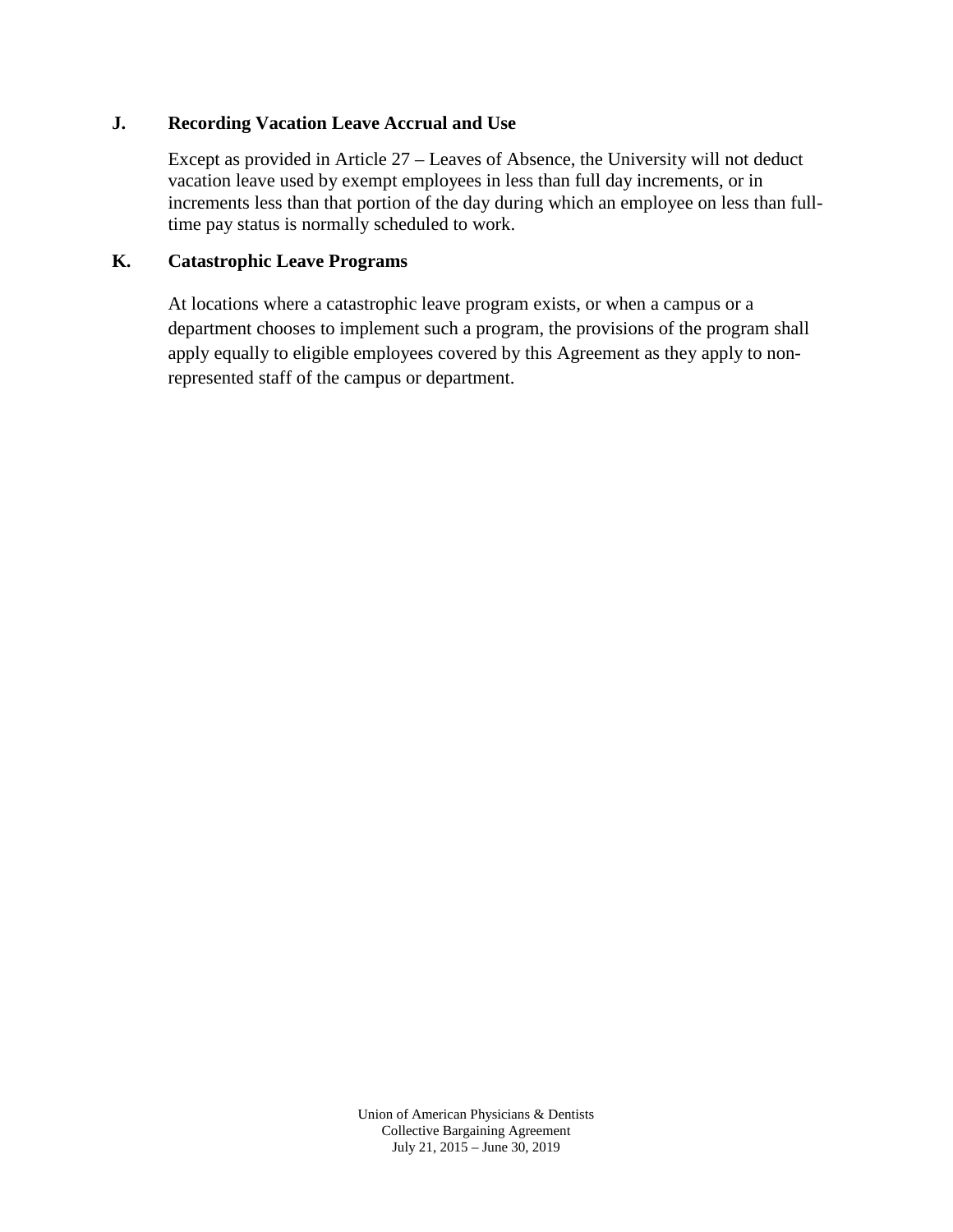**J. Recording Vacation Leave Accrual and Use**

Except as provided in Article 27 – Leaves of Absence, the University will not deduct vacation leave used by exempt employees in less than full day increments, or in increments less than that portion of the day during which an employee on less than full-time pay status is normally scheduled to work.

**K. Catastrophic Leave Programs**

At locations where a catastrophic leave program exists, or when a campus or a department chooses to implement such a program, the provisions of the program shall apply equally to eligible employees covered by this Agreement as they apply to non-represented staff of the campus or department.